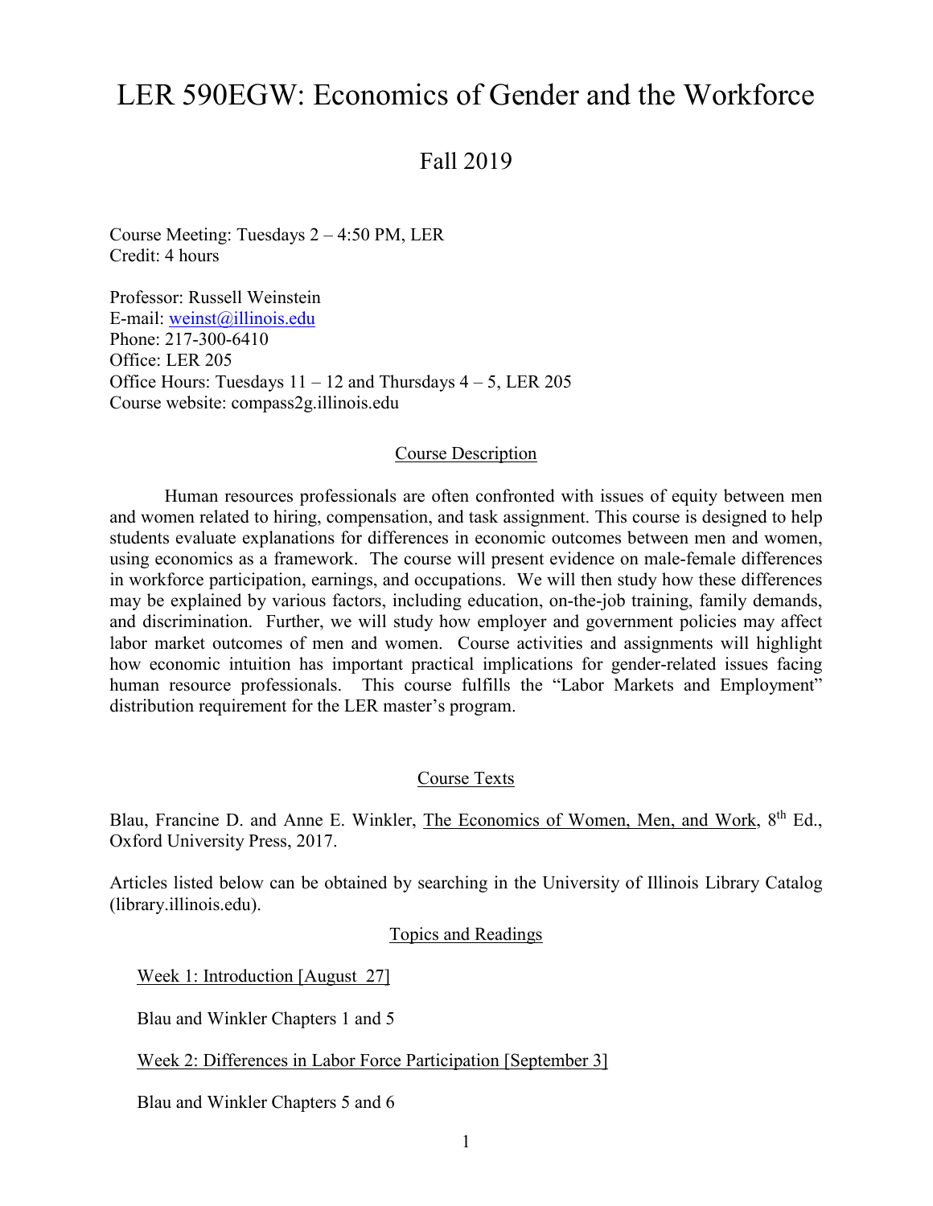# LER 590EGW: Economics of Gender and the Workforce

## Fall 2019

Course Meeting: Tuesdays 2 – 4:50 PM, LER
Credit: 4 hours

Professor: Russell Weinstein
E-mail: weinst@illinois.edu
Phone: 217-300-6410
Office: LER 205
Office Hours: Tuesdays 11 – 12 and Thursdays 4 – 5, LER 205
Course website: compass2g.illinois.edu

### Course Description

Human resources professionals are often confronted with issues of equity between men and women related to hiring, compensation, and task assignment. This course is designed to help students evaluate explanations for differences in economic outcomes between men and women, using economics as a framework. The course will present evidence on male-female differences in workforce participation, earnings, and occupations. We will then study how these differences may be explained by various factors, including education, on-the-job training, family demands, and discrimination. Further, we will study how employer and government policies may affect labor market outcomes of men and women. Course activities and assignments will highlight how economic intuition has important practical implications for gender-related issues facing human resource professionals. This course fulfills the "Labor Markets and Employment" distribution requirement for the LER master's program.

### Course Texts

Blau, Francine D. and Anne E. Winkler, The Economics of Women, Men, and Work, 8th Ed., Oxford University Press, 2017.

Articles listed below can be obtained by searching in the University of Illinois Library Catalog (library.illinois.edu).

### Topics and Readings

Week 1: Introduction [August 27]

Blau and Winkler Chapters 1 and 5

Week 2: Differences in Labor Force Participation [September 3]

Blau and Winkler Chapters 5 and 6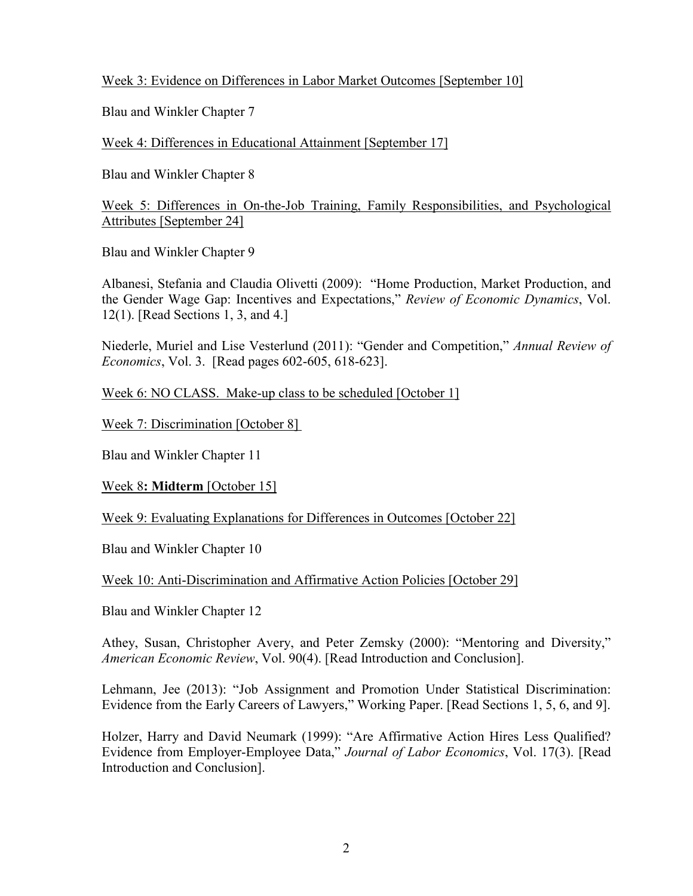Week 3: Evidence on Differences in Labor Market Outcomes [September 10]

Blau and Winkler Chapter 7

Week 4: Differences in Educational Attainment [September 17]

Blau and Winkler Chapter 8

Week 5: Differences in On-the-Job Training, Family Responsibilities, and Psychological Attributes [September 24]

Blau and Winkler Chapter 9

Albanesi, Stefania and Claudia Olivetti (2009): "Home Production, Market Production, and the Gender Wage Gap: Incentives and Expectations," *Review of Economic Dynamics*, Vol. 12(1). [Read Sections 1, 3, and 4.]

Niederle, Muriel and Lise Vesterlund (2011): "Gender and Competition," *Annual Review of Economics*, Vol. 3. [Read pages 602-605, 618-623].

Week 6: NO CLASS. Make-up class to be scheduled [October 1]

Week 7: Discrimination [October 8]

Blau and Winkler Chapter 11

Week 8**: Midterm** [October 15]

Week 9: Evaluating Explanations for Differences in Outcomes [October 22]

Blau and Winkler Chapter 10

Week 10: Anti-Discrimination and Affirmative Action Policies [October 29]

Blau and Winkler Chapter 12

Athey, Susan, Christopher Avery, and Peter Zemsky (2000): "Mentoring and Diversity," *American Economic Review*, Vol. 90(4). [Read Introduction and Conclusion].

Lehmann, Jee (2013): "Job Assignment and Promotion Under Statistical Discrimination: Evidence from the Early Careers of Lawyers," Working Paper. [Read Sections 1, 5, 6, and 9].

Holzer, Harry and David Neumark (1999): "Are Affirmative Action Hires Less Qualified? Evidence from Employer-Employee Data," *Journal of Labor Economics*, Vol. 17(3). [Read Introduction and Conclusion].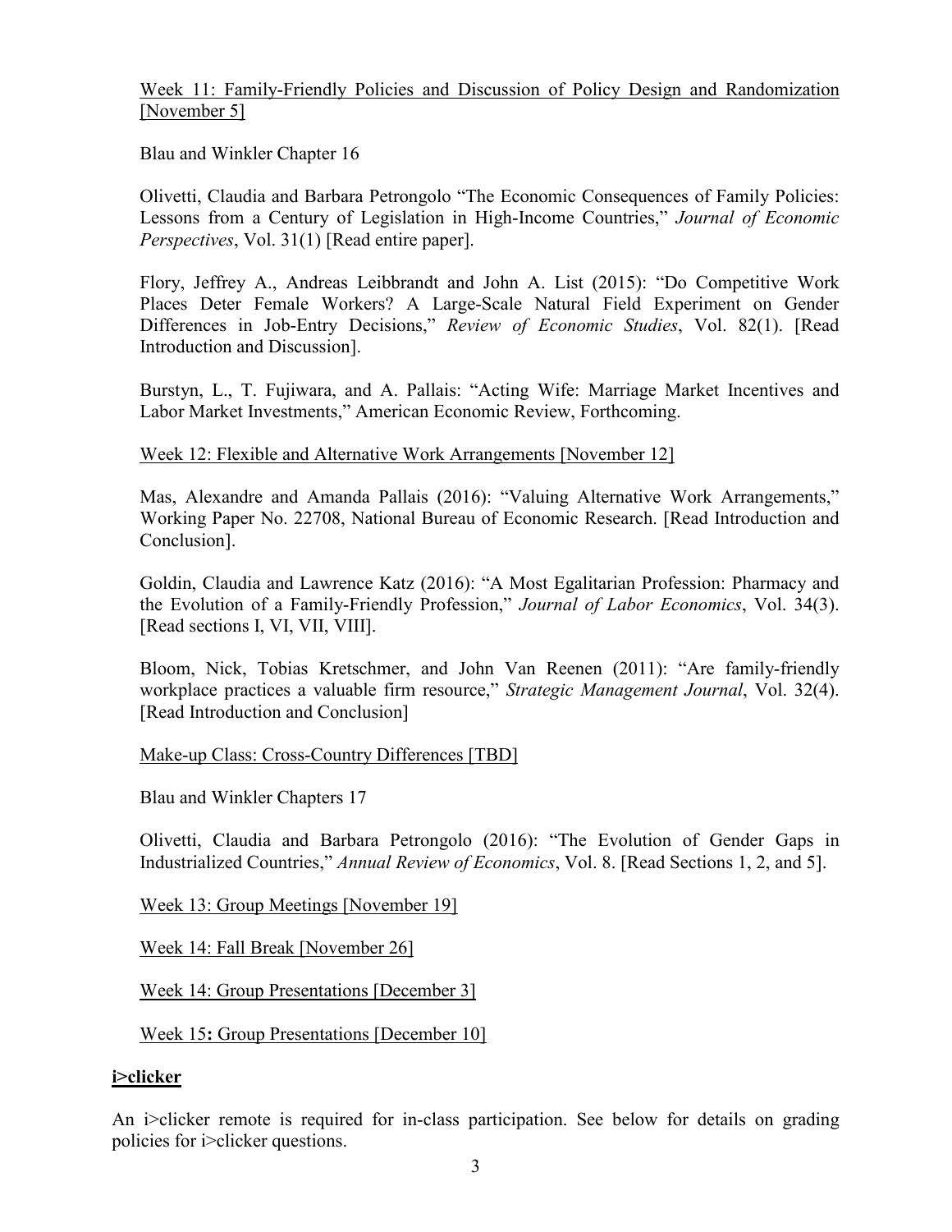Week 11: Family-Friendly Policies and Discussion of Policy Design and Randomization [November 5]

Blau and Winkler Chapter 16

Olivetti, Claudia and Barbara Petrongolo "The Economic Consequences of Family Policies: Lessons from a Century of Legislation in High-Income Countries," *Journal of Economic Perspectives*, Vol. 31(1) [Read entire paper].

Flory, Jeffrey A., Andreas Leibbrandt and John A. List (2015): "Do Competitive Work Places Deter Female Workers? A Large-Scale Natural Field Experiment on Gender Differences in Job-Entry Decisions," *Review of Economic Studies*, Vol. 82(1). [Read Introduction and Discussion].

Burstyn, L., T. Fujiwara, and A. Pallais: "Acting Wife: Marriage Market Incentives and Labor Market Investments," American Economic Review, Forthcoming.

Week 12: Flexible and Alternative Work Arrangements [November 12]

Mas, Alexandre and Amanda Pallais (2016): "Valuing Alternative Work Arrangements," Working Paper No. 22708, National Bureau of Economic Research. [Read Introduction and Conclusion].

Goldin, Claudia and Lawrence Katz (2016): "A Most Egalitarian Profession: Pharmacy and the Evolution of a Family-Friendly Profession," *Journal of Labor Economics*, Vol. 34(3). [Read sections I, VI, VII, VIII].

Bloom, Nick, Tobias Kretschmer, and John Van Reenen (2011): "Are family-friendly workplace practices a valuable firm resource," *Strategic Management Journal*, Vol. 32(4). [Read Introduction and Conclusion]

Make-up Class: Cross-Country Differences [TBD]

Blau and Winkler Chapters 17

Olivetti, Claudia and Barbara Petrongolo (2016): "The Evolution of Gender Gaps in Industrialized Countries," *Annual Review of Economics*, Vol. 8. [Read Sections 1, 2, and 5].

Week 13: Group Meetings [November 19]

Week 14: Fall Break [November 26]

Week 14: Group Presentations [December 3]

Week 15**:** Group Presentations [December 10]

## **i>clicker**

An i>clicker remote is required for in-class participation. See below for details on grading policies for i>clicker questions.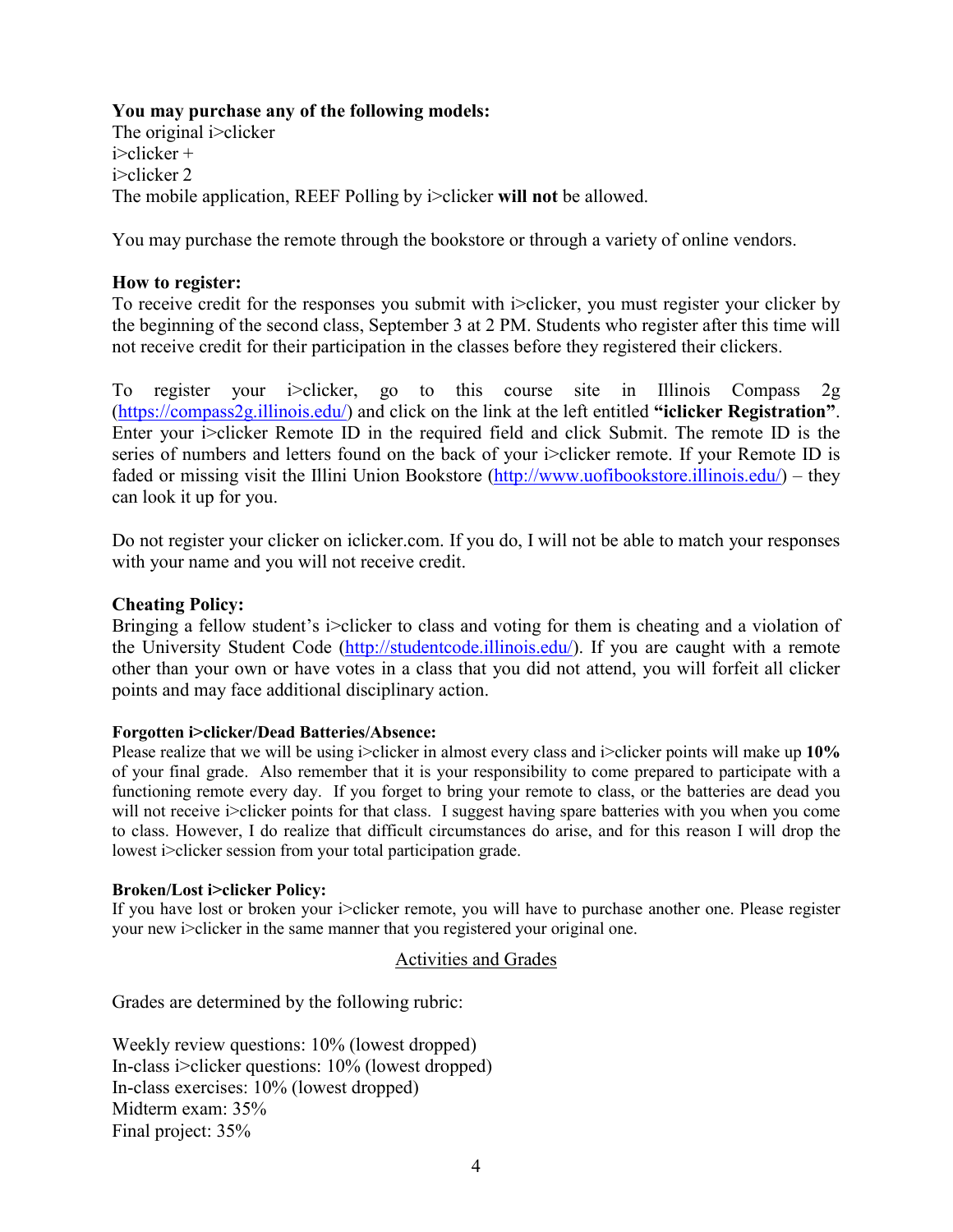**You may purchase any of the following models:**
The original i>clicker
i>clicker +
i>clicker 2
The mobile application, REEF Polling by i>clicker **will not** be allowed.

You may purchase the remote through the bookstore or through a variety of online vendors.

**How to register:**
To receive credit for the responses you submit with i>clicker, you must register your clicker by the beginning of the second class, September 3 at 2 PM. Students who register after this time will not receive credit for their participation in the classes before they registered their clickers.

To register your i>clicker, go to this course site in Illinois Compass 2g (https://compass2g.illinois.edu/) and click on the link at the left entitled **"iclicker Registration"**. Enter your i>clicker Remote ID in the required field and click Submit. The remote ID is the series of numbers and letters found on the back of your i>clicker remote. If your Remote ID is faded or missing visit the Illini Union Bookstore (http://www.uofibookstore.illinois.edu/) – they can look it up for you.

Do not register your clicker on iclicker.com. If you do, I will not be able to match your responses with your name and you will not receive credit.

**Cheating Policy:**
Bringing a fellow student's i>clicker to class and voting for them is cheating and a violation of the University Student Code (http://studentcode.illinois.edu/). If you are caught with a remote other than your own or have votes in a class that you did not attend, you will forfeit all clicker points and may face additional disciplinary action.

**Forgotten i>clicker/Dead Batteries/Absence:**
Please realize that we will be using i>clicker in almost every class and i>clicker points will make up **10%** of your final grade. Also remember that it is your responsibility to come prepared to participate with a functioning remote every day. If you forget to bring your remote to class, or the batteries are dead you will not receive i>clicker points for that class. I suggest having spare batteries with you when you come to class. However, I do realize that difficult circumstances do arise, and for this reason I will drop the lowest i>clicker session from your total participation grade.

**Broken/Lost i>clicker Policy:**
If you have lost or broken your i>clicker remote, you will have to purchase another one. Please register your new i>clicker in the same manner that you registered your original one.

## Activities and Grades

Grades are determined by the following rubric:

Weekly review questions: 10% (lowest dropped)
In-class i>clicker questions: 10% (lowest dropped)
In-class exercises: 10% (lowest dropped)
Midterm exam: 35%
Final project: 35%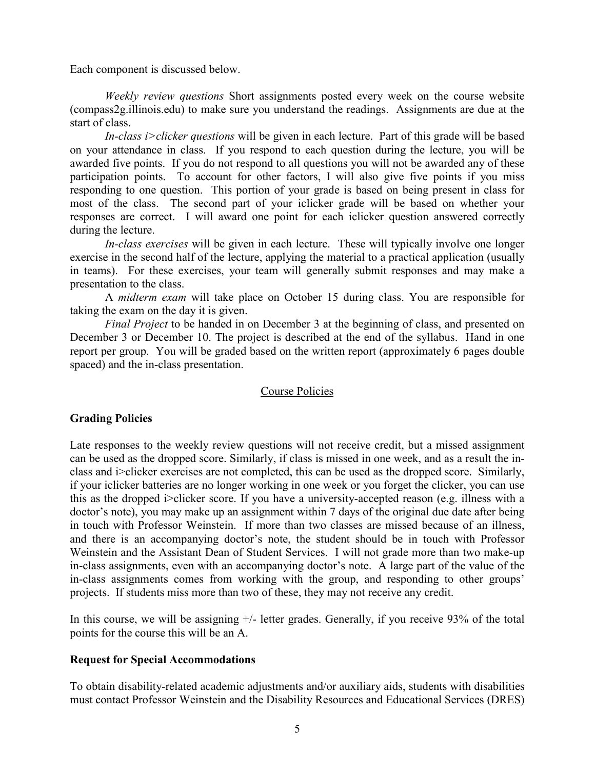Each component is discussed below.

*Weekly review questions* Short assignments posted every week on the course website (compass2g.illinois.edu) to make sure you understand the readings. Assignments are due at the start of class.

*In-class i>clicker questions* will be given in each lecture. Part of this grade will be based on your attendance in class. If you respond to each question during the lecture, you will be awarded five points. If you do not respond to all questions you will not be awarded any of these participation points. To account for other factors, I will also give five points if you miss responding to one question. This portion of your grade is based on being present in class for most of the class. The second part of your iclicker grade will be based on whether your responses are correct. I will award one point for each iclicker question answered correctly during the lecture.

*In-class exercises* will be given in each lecture. These will typically involve one longer exercise in the second half of the lecture, applying the material to a practical application (usually in teams). For these exercises, your team will generally submit responses and may make a presentation to the class.

A *midterm exam* will take place on October 15 during class. You are responsible for taking the exam on the day it is given.

*Final Project* to be handed in on December 3 at the beginning of class, and presented on December 3 or December 10. The project is described at the end of the syllabus. Hand in one report per group. You will be graded based on the written report (approximately 6 pages double spaced) and the in-class presentation.

## Course Policies

### Grading Policies

Late responses to the weekly review questions will not receive credit, but a missed assignment can be used as the dropped score. Similarly, if class is missed in one week, and as a result the in-class and i>clicker exercises are not completed, this can be used as the dropped score. Similarly, if your iclicker batteries are no longer working in one week or you forget the clicker, you can use this as the dropped i>clicker score. If you have a university-accepted reason (e.g. illness with a doctor's note), you may make up an assignment within 7 days of the original due date after being in touch with Professor Weinstein. If more than two classes are missed because of an illness, and there is an accompanying doctor's note, the student should be in touch with Professor Weinstein and the Assistant Dean of Student Services. I will not grade more than two make-up in-class assignments, even with an accompanying doctor's note. A large part of the value of the in-class assignments comes from working with the group, and responding to other groups' projects. If students miss more than two of these, they may not receive any credit.

In this course, we will be assigning +/- letter grades. Generally, if you receive 93% of the total points for the course this will be an A.

### Request for Special Accommodations

To obtain disability-related academic adjustments and/or auxiliary aids, students with disabilities must contact Professor Weinstein and the Disability Resources and Educational Services (DRES)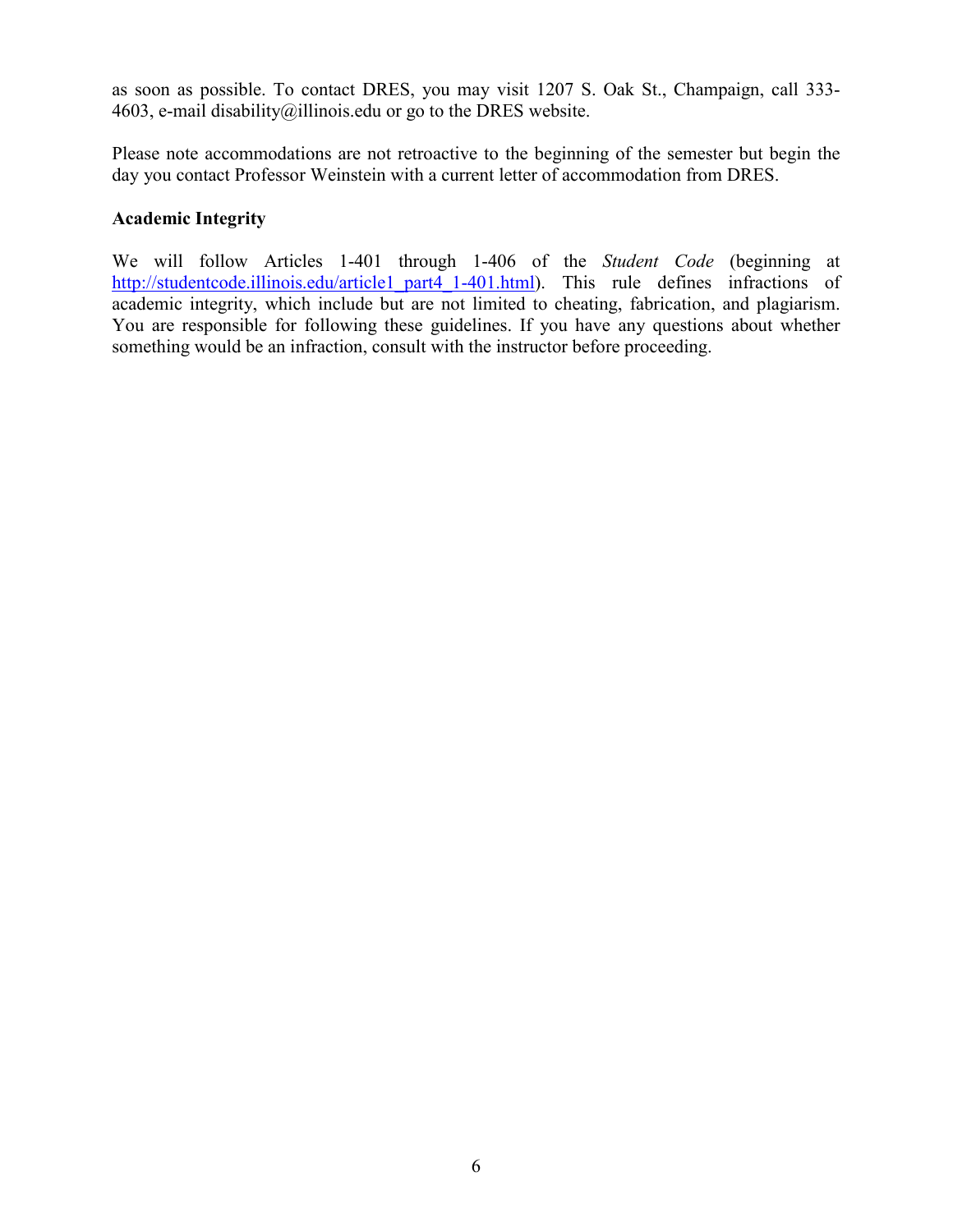as soon as possible. To contact DRES, you may visit 1207 S. Oak St., Champaign, call 333-4603, e-mail disability@illinois.edu or go to the DRES website.

Please note accommodations are not retroactive to the beginning of the semester but begin the day you contact Professor Weinstein with a current letter of accommodation from DRES.

**Academic Integrity**

We will follow Articles 1-401 through 1-406 of the *Student Code* (beginning at [http://studentcode.illinois.edu/article1_part4_1-401.html](http://studentcode.illinois.edu/article1_part4_1-401.html)). This rule defines infractions of academic integrity, which include but are not limited to cheating, fabrication, and plagiarism. You are responsible for following these guidelines. If you have any questions about whether something would be an infraction, consult with the instructor before proceeding.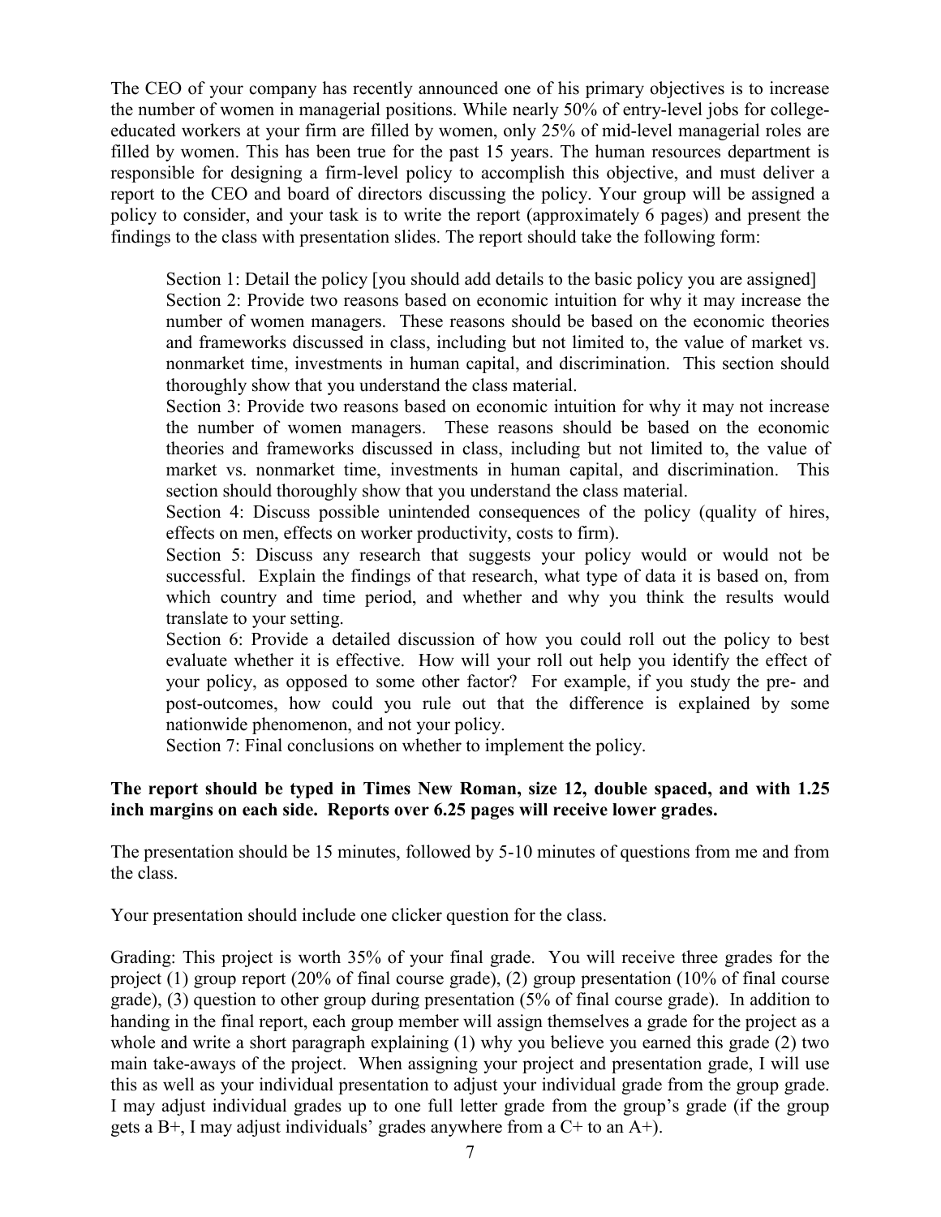The CEO of your company has recently announced one of his primary objectives is to increase the number of women in managerial positions. While nearly 50% of entry-level jobs for college-educated workers at your firm are filled by women, only 25% of mid-level managerial roles are filled by women. This has been true for the past 15 years. The human resources department is responsible for designing a firm-level policy to accomplish this objective, and must deliver a report to the CEO and board of directors discussing the policy. Your group will be assigned a policy to consider, and your task is to write the report (approximately 6 pages) and present the findings to the class with presentation slides. The report should take the following form:

Section 1: Detail the policy [you should add details to the basic policy you are assigned]
Section 2: Provide two reasons based on economic intuition for why it may increase the number of women managers. These reasons should be based on the economic theories and frameworks discussed in class, including but not limited to, the value of market vs. nonmarket time, investments in human capital, and discrimination. This section should thoroughly show that you understand the class material.
Section 3: Provide two reasons based on economic intuition for why it may not increase the number of women managers. These reasons should be based on the economic theories and frameworks discussed in class, including but not limited to, the value of market vs. nonmarket time, investments in human capital, and discrimination. This section should thoroughly show that you understand the class material.
Section 4: Discuss possible unintended consequences of the policy (quality of hires, effects on men, effects on worker productivity, costs to firm).
Section 5: Discuss any research that suggests your policy would or would not be successful. Explain the findings of that research, what type of data it is based on, from which country and time period, and whether and why you think the results would translate to your setting.
Section 6: Provide a detailed discussion of how you could roll out the policy to best evaluate whether it is effective. How will your roll out help you identify the effect of your policy, as opposed to some other factor? For example, if you study the pre- and post-outcomes, how could you rule out that the difference is explained by some nationwide phenomenon, and not your policy.
Section 7: Final conclusions on whether to implement the policy.

**The report should be typed in Times New Roman, size 12, double spaced, and with 1.25 inch margins on each side. Reports over 6.25 pages will receive lower grades.**

The presentation should be 15 minutes, followed by 5-10 minutes of questions from me and from the class.

Your presentation should include one clicker question for the class.

Grading: This project is worth 35% of your final grade. You will receive three grades for the project (1) group report (20% of final course grade), (2) group presentation (10% of final course grade), (3) question to other group during presentation (5% of final course grade). In addition to handing in the final report, each group member will assign themselves a grade for the project as a whole and write a short paragraph explaining (1) why you believe you earned this grade (2) two main take-aways of the project. When assigning your project and presentation grade, I will use this as well as your individual presentation to adjust your individual grade from the group grade. I may adjust individual grades up to one full letter grade from the group's grade (if the group gets a B+, I may adjust individuals' grades anywhere from a C+ to an A+).